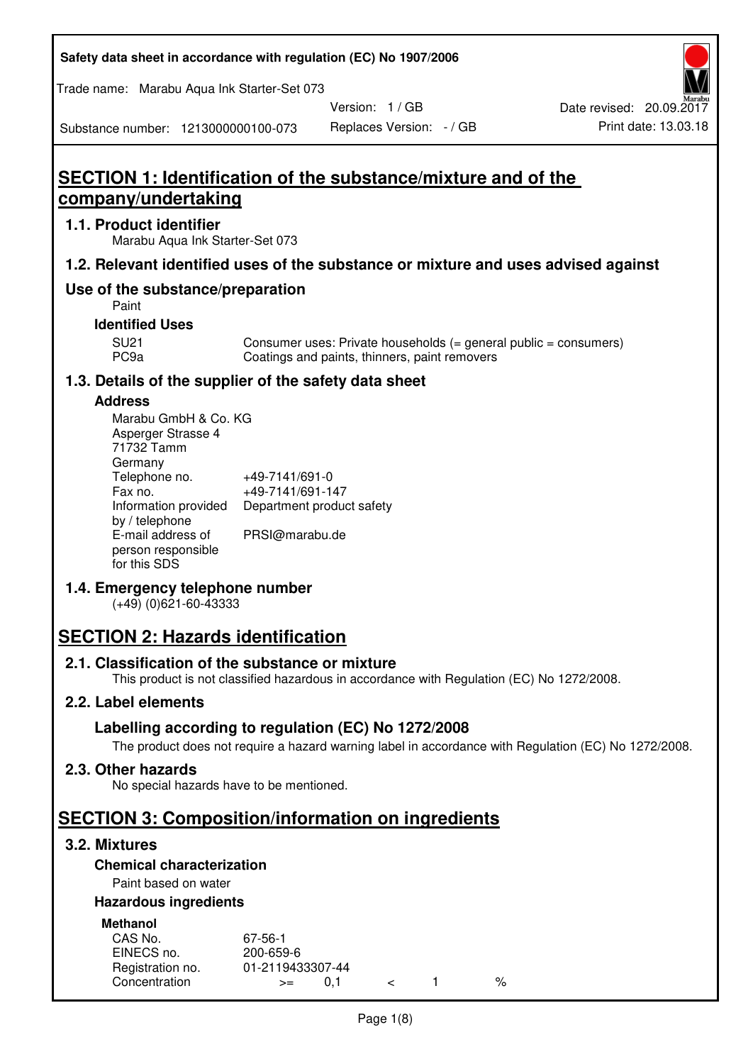Safety data sheet in accordance with regulation (EC) No 1907/2006

Trade name: Marabu Aqua Ink Starter-Set 073

Version: 1 / GB

Date revised: 20.09.2017

Substance number: 1213000000100-073

Replaces Version: - / GB

Print date: 13.03.18

# SECTION 1: Identification of the substance/mixture and of the company/undertaking

## 1.1. Product identifier

Marabu Aqua Ink Starter-Set 073

## 1.2. Relevant identified uses of the substance or mixture and uses advised against

## Use of the substance/preparation

Paint

### Identified Uses

| | |
|---|---|
| SU21 | Consumer uses: Private households (= general public = consumers) |
| PC9a | Coatings and paints, thinners, paint removers |

## 1.3. Details of the supplier of the safety data sheet

### Address

Marabu GmbH & Co. KG
Asperger Strasse 4
71732 Tamm
Germany

| | |
|---|---|
| Telephone no. | +49-7141/691-0 |
| Fax no. | +49-7141/691-147 |
| Information provided by / telephone | Department product safety |
| E-mail address of person responsible for this SDS | PRSI@marabu.de |

## 1.4. Emergency telephone number

(+49) (0)621-60-43333

# SECTION 2: Hazards identification

## 2.1. Classification of the substance or mixture

This product is not classified hazardous in accordance with Regulation (EC) No 1272/2008.

## 2.2. Label elements

### Labelling according to regulation (EC) No 1272/2008

The product does not require a hazard warning label in accordance with Regulation (EC) No 1272/2008.

## 2.3. Other hazards

No special hazards have to be mentioned.

# SECTION 3: Composition/information on ingredients

## 3.2. Mixtures

### Chemical characterization

Paint based on water

### Hazardous ingredients

**Methanol**

| | |
|---|---|
| CAS No. | 67-56-1 |
| EINECS no. | 200-659-6 |
| Registration no. | 01-2119433307-44 |
| Concentration | >= 0,1 < 1 % |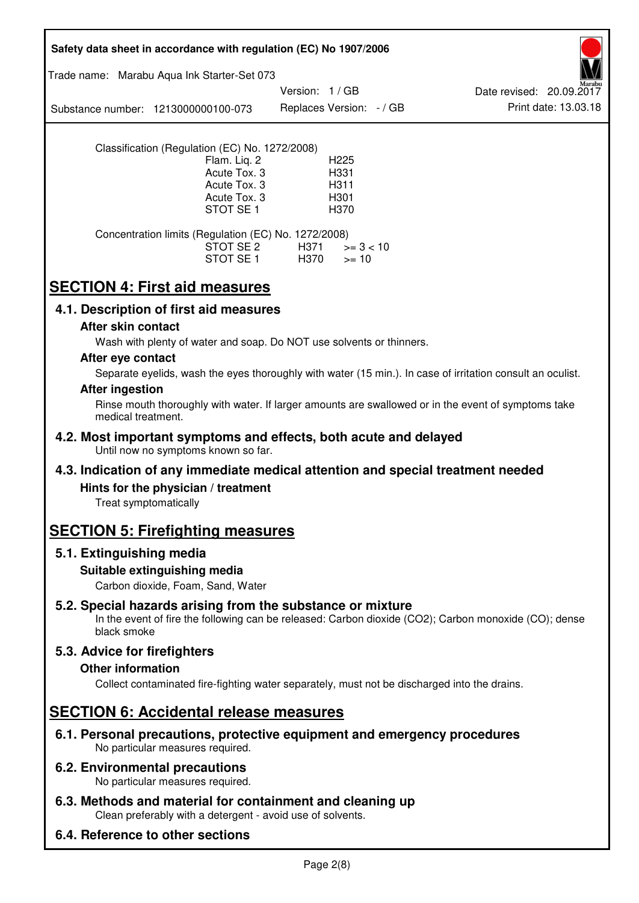Classification (Regulation (EC) No. 1272/2008)

| | |
|---|---|
| Flam. Liq. 2 | H225 |
| Acute Tox. 3 | H331 |
| Acute Tox. 3 | H311 |
| Acute Tox. 3 | H301 |
| STOT SE 1 | H370 |

Concentration limits (Regulation (EC) No. 1272/2008)

| | | |
|---|---|---|
| STOT SE 2 | H371 | >= 3 < 10 |
| STOT SE 1 | H370 | >= 10 |

# SECTION 4: First aid measures

## 4.1. Description of first aid measures

### After skin contact

Wash with plenty of water and soap. Do NOT use solvents or thinners.

### After eye contact

Separate eyelids, wash the eyes thoroughly with water (15 min.). In case of irritation consult an oculist.

### After ingestion

Rinse mouth thoroughly with water. If larger amounts are swallowed or in the event of symptoms take medical treatment.

## 4.2. Most important symptoms and effects, both acute and delayed

Until now no symptoms known so far.

## 4.3. Indication of any immediate medical attention and special treatment needed

### Hints for the physician / treatment

Treat symptomatically

# SECTION 5: Firefighting measures

## 5.1. Extinguishing media

### Suitable extinguishing media

Carbon dioxide, Foam, Sand, Water

## 5.2. Special hazards arising from the substance or mixture

In the event of fire the following can be released: Carbon dioxide ($CO_2$); Carbon monoxide (CO); dense black smoke

## 5.3. Advice for firefighters

### Other information

Collect contaminated fire-fighting water separately, must not be discharged into the drains.

# SECTION 6: Accidental release measures

## 6.1. Personal precautions, protective equipment and emergency procedures

No particular measures required.

## 6.2. Environmental precautions

No particular measures required.

## 6.3. Methods and material for containment and cleaning up

Clean preferably with a detergent - avoid use of solvents.

## 6.4. Reference to other sections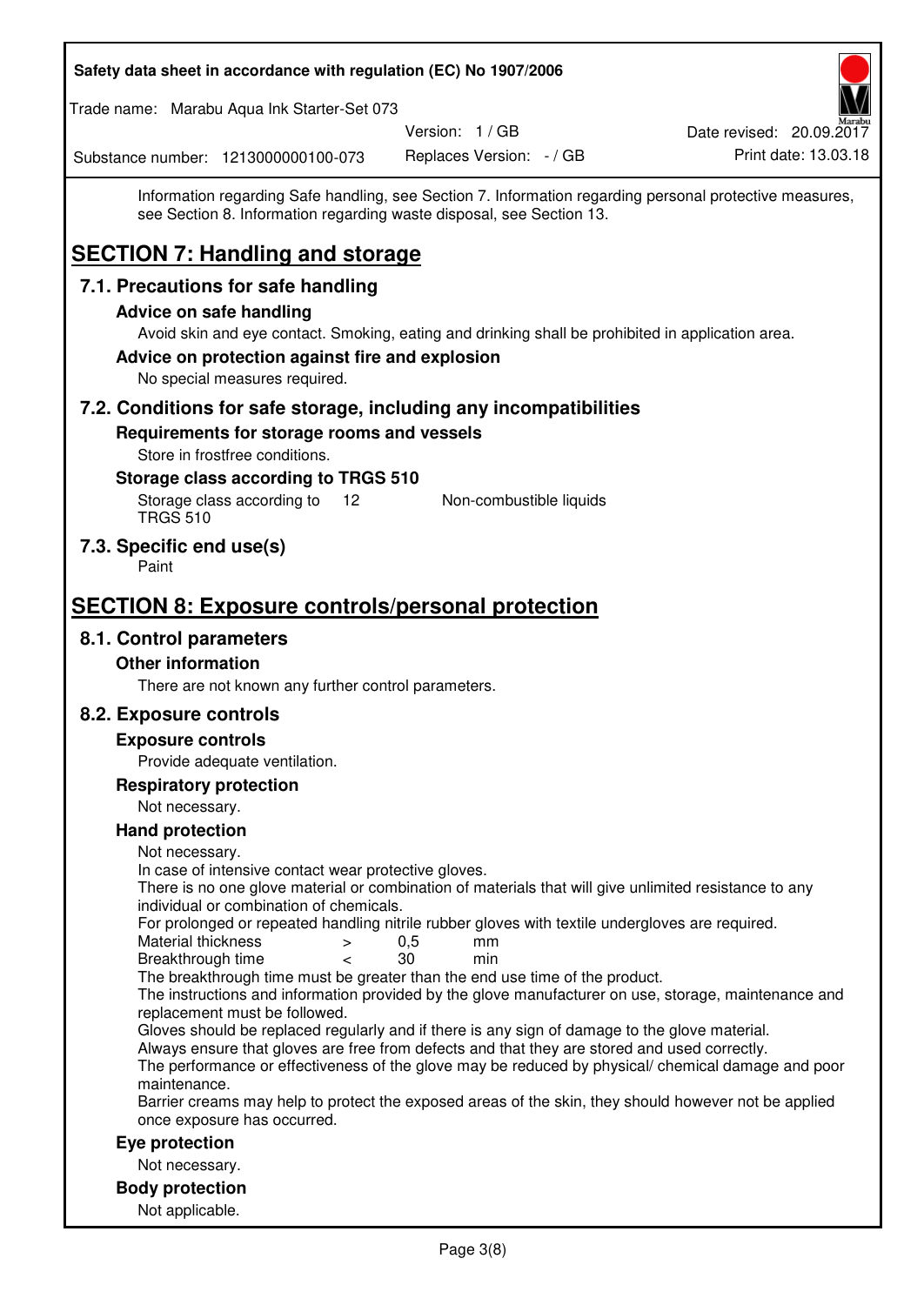Information regarding Safe handling, see Section 7. Information regarding personal protective measures, see Section 8. Information regarding waste disposal, see Section 13.

# SECTION 7: Handling and storage

## 7.1. Precautions for safe handling

### Advice on safe handling

Avoid skin and eye contact. Smoking, eating and drinking shall be prohibited in application area.

### Advice on protection against fire and explosion

No special measures required.

## 7.2. Conditions for safe storage, including any incompatibilities

### Requirements for storage rooms and vessels

Store in frostfree conditions.

### Storage class according to TRGS 510

| Storage class according to TRGS 510 | 12 | Non-combustible liquids |
|---|---|---|

## 7.3. Specific end use(s)

Paint

# SECTION 8: Exposure controls/personal protection

## 8.1. Control parameters

### Other information

There are not known any further control parameters.

## 8.2. Exposure controls

### Exposure controls

Provide adequate ventilation.

### Respiratory protection

Not necessary.

### Hand protection

Not necessary.
In case of intensive contact wear protective gloves.
There is no one glove material or combination of materials that will give unlimited resistance to any individual or combination of chemicals.
For prolonged or repeated handling nitrile rubber gloves with textile undergloves are required.

| Material thickness | > | 0,5 | mm |
|---|---|---|---|
| Breakthrough time | < | 30 | min |

The breakthrough time must be greater than the end use time of the product.
The instructions and information provided by the glove manufacturer on use, storage, maintenance and replacement must be followed.
Gloves should be replaced regularly and if there is any sign of damage to the glove material.
Always ensure that gloves are free from defects and that they are stored and used correctly.
The performance or effectiveness of the glove may be reduced by physical/ chemical damage and poor maintenance.
Barrier creams may help to protect the exposed areas of the skin, they should however not be applied once exposure has occurred.

### Eye protection

Not necessary.

### Body protection

Not applicable.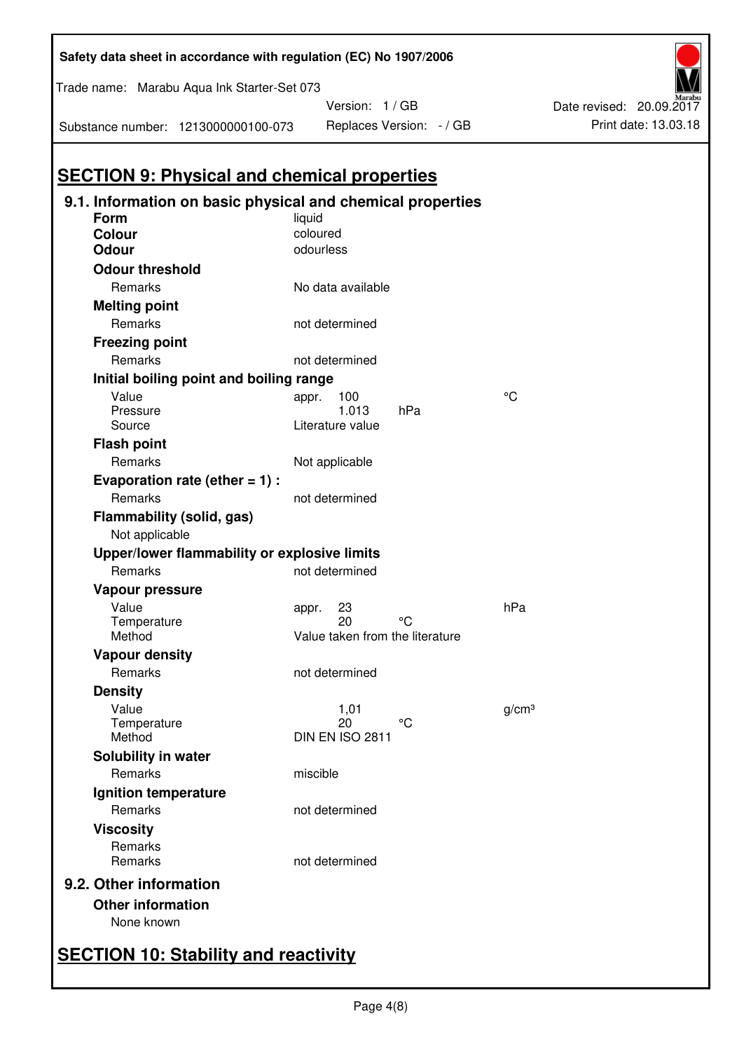# SECTION 9: Physical and chemical properties

## 9.1. Information on basic physical and chemical properties

**Form** liquid

**Colour** coloured

**Odour** odourless

**Odour threshold**

| | | | |
|---|---|---|---|
| Remarks | No data available | | |

**Melting point**

| | | | |
|---|---|---|---|
| Remarks | not determined | | |

**Freezing point**

| | | | |
|---|---|---|---|
| Remarks | not determined | | |

**Initial boiling point and boiling range**

| | | | |
|---|---|---|---|
| Value | appr. 100 | | °C |
| Pressure | 1.013 | hPa | |
| Source | Literature value | | |

**Flash point**

| | | | |
|---|---|---|---|
| Remarks | Not applicable | | |

**Evaporation rate (ether = 1) :**

| | | | |
|---|---|---|---|
| Remarks | not determined | | |

**Flammability (solid, gas)**

Not applicable

**Upper/lower flammability or explosive limits**

| | | | |
|---|---|---|---|
| Remarks | not determined | | |

**Vapour pressure**

| | | | |
|---|---|---|---|
| Value | appr. 23 | | hPa |
| Temperature | 20 | °C | |
| Method | Value taken from the literature | | |

**Vapour density**

| | | | |
|---|---|---|---|
| Remarks | not determined | | |

**Density**

| | | | |
|---|---|---|---|
| Value | 1,01 | | g/cm³ |
| Temperature | 20 | °C | |
| Method | DIN EN ISO 2811 | | |

**Solubility in water**

| | | | |
|---|---|---|---|
| Remarks | miscible | | |

**Ignition temperature**

| | | | |
|---|---|---|---|
| Remarks | not determined | | |

**Viscosity**

| | | | |
|---|---|---|---|
| Remarks | | | |
| Remarks | not determined | | |

## 9.2. Other information

**Other information**

None known

# SECTION 10: Stability and reactivity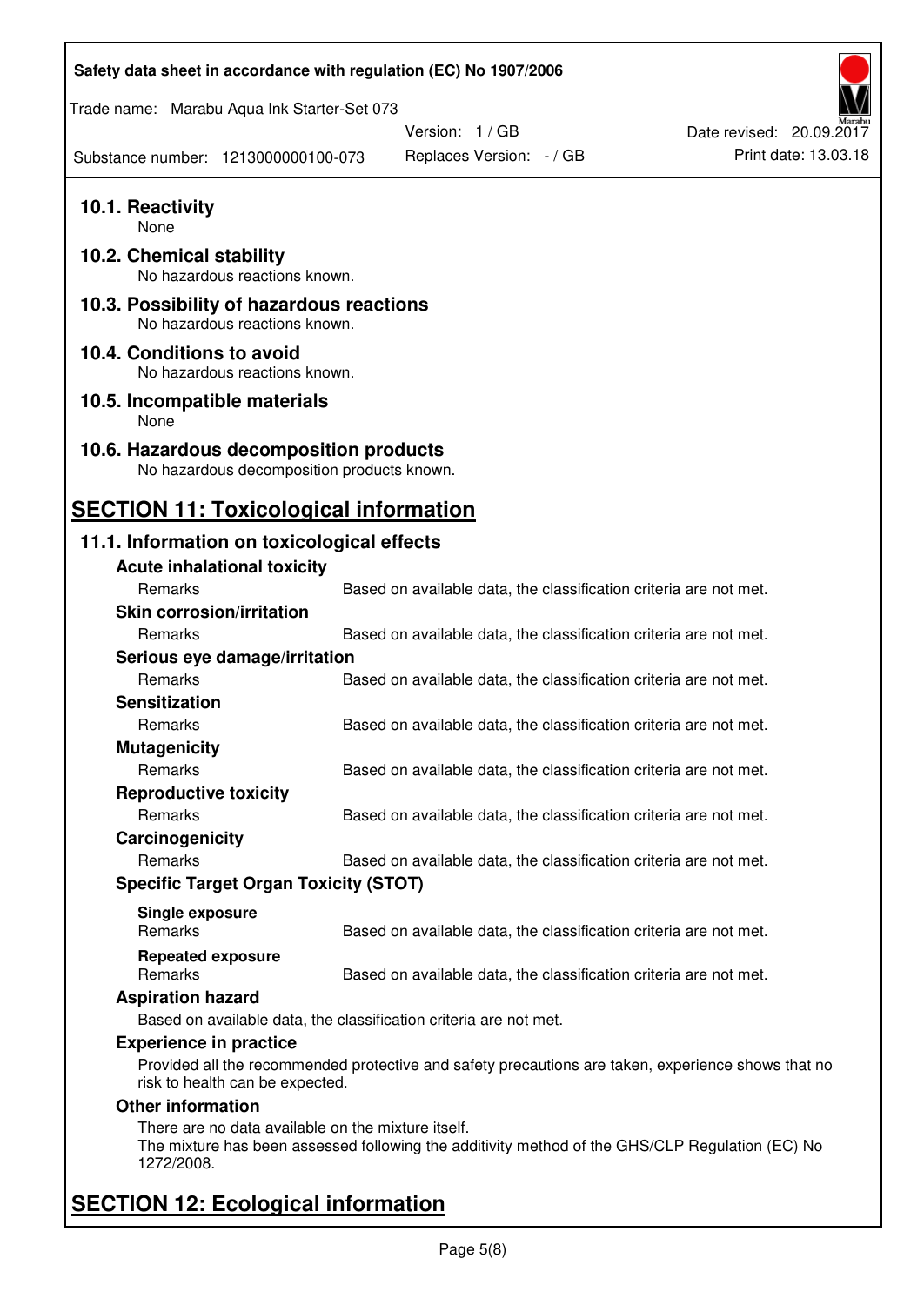### 10.1. Reactivity

None

### 10.2. Chemical stability

No hazardous reactions known.

### 10.3. Possibility of hazardous reactions

No hazardous reactions known.

### 10.4. Conditions to avoid

No hazardous reactions known.

### 10.5. Incompatible materials

None

### 10.6. Hazardous decomposition products

No hazardous decomposition products known.

## SECTION 11: Toxicological information

### 11.1. Information on toxicological effects

**Acute inhalational toxicity**

| | |
|---|---|
| Remarks | Based on available data, the classification criteria are not met. |

**Skin corrosion/irritation**

| | |
|---|---|
| Remarks | Based on available data, the classification criteria are not met. |

**Serious eye damage/irritation**

| | |
|---|---|
| Remarks | Based on available data, the classification criteria are not met. |

**Sensitization**

| | |
|---|---|
| Remarks | Based on available data, the classification criteria are not met. |

**Mutagenicity**

| | |
|---|---|
| Remarks | Based on available data, the classification criteria are not met. |

**Reproductive toxicity**

| | |
|---|---|
| Remarks | Based on available data, the classification criteria are not met. |

**Carcinogenicity**

| | |
|---|---|
| Remarks | Based on available data, the classification criteria are not met. |

**Specific Target Organ Toxicity (STOT)**

**Single exposure**

| | |
|---|---|
| Remarks | Based on available data, the classification criteria are not met. |

**Repeated exposure**

| | |
|---|---|
| Remarks | Based on available data, the classification criteria are not met. |

**Aspiration hazard**

Based on available data, the classification criteria are not met.

**Experience in practice**

Provided all the recommended protective and safety precautions are taken, experience shows that no risk to health can be expected.

**Other information**

There are no data available on the mixture itself.
The mixture has been assessed following the additivity method of the GHS/CLP Regulation (EC) No 1272/2008.

## SECTION 12: Ecological information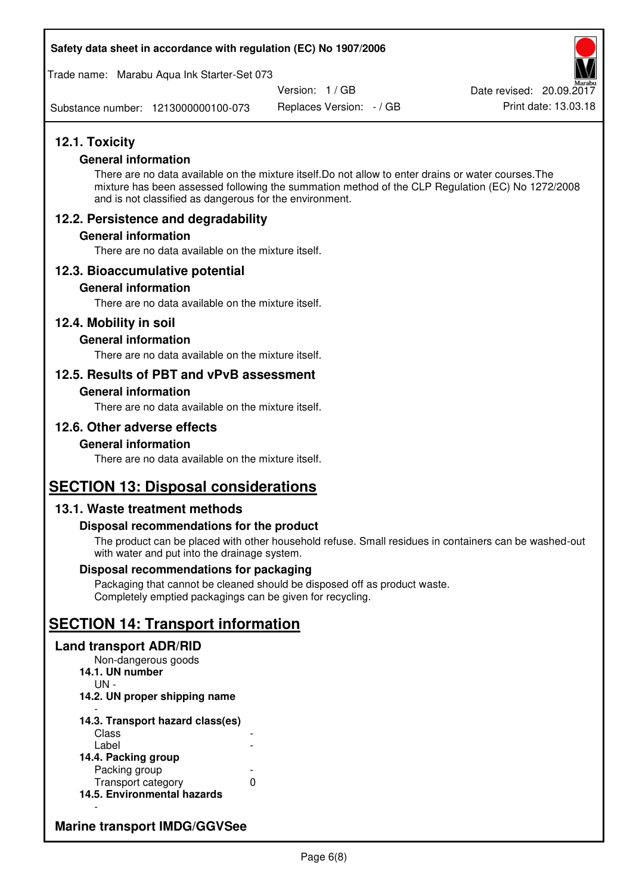## 12.1. Toxicity

### General information

There are no data available on the mixture itself.Do not allow to enter drains or water courses.The mixture has been assessed following the summation method of the CLP Regulation (EC) No 1272/2008 and is not classified as dangerous for the environment.

## 12.2. Persistence and degradability

### General information

There are no data available on the mixture itself.

## 12.3. Bioaccumulative potential

### General information

There are no data available on the mixture itself.

## 12.4. Mobility in soil

### General information

There are no data available on the mixture itself.

## 12.5. Results of PBT and vPvB assessment

### General information

There are no data available on the mixture itself.

## 12.6. Other adverse effects

### General information

There are no data available on the mixture itself.

# SECTION 13: Disposal considerations

## 13.1. Waste treatment methods

### Disposal recommendations for the product

The product can be placed with other household refuse. Small residues in containers can be washed-out with water and put into the drainage system.

### Disposal recommendations for packaging

Packaging that cannot be cleaned should be disposed off as product waste.
Completely emptied packagings can be given for recycling.

# SECTION 14: Transport information

## Land transport ADR/RID

Non-dangerous goods

**14.1. UN number**

UN -

**14.2. UN proper shipping name**

-

**14.3. Transport hazard class(es)**

| | |
|---|---|
| Class | - |
| Label | - |

**14.4. Packing group**

| | |
|---|---|
| Packing group | - |
| Transport category | 0 |

**14.5. Environmental hazards**

-

## Marine transport IMDG/GGVSee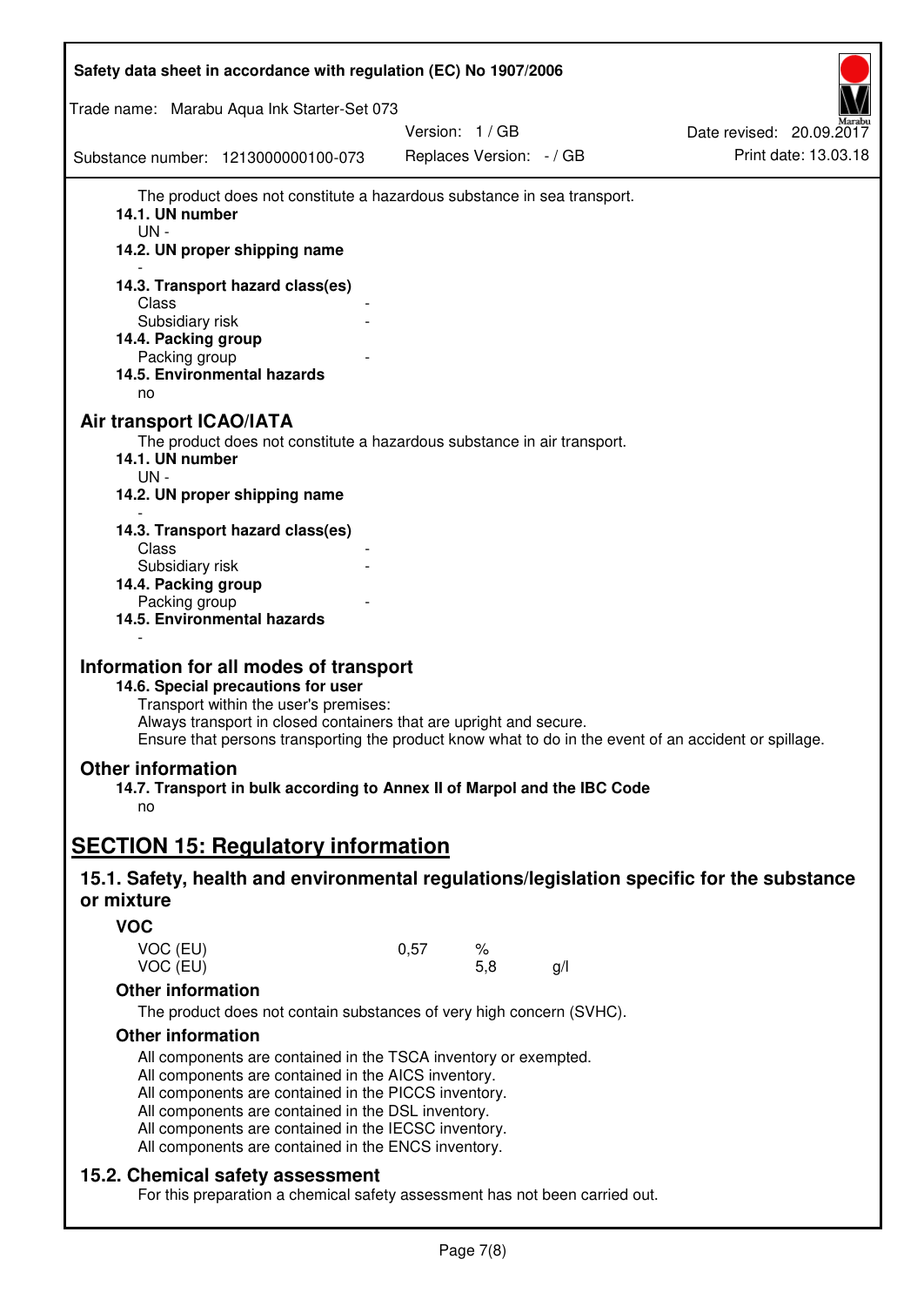The product does not constitute a hazardous substance in sea transport.

**14.1. UN number**

UN -

**14.2. UN proper shipping name**

-

**14.3. Transport hazard class(es)**

Class -

Subsidiary risk -

**14.4. Packing group**

Packing group -

**14.5. Environmental hazards**

no

## Air transport ICAO/IATA

The product does not constitute a hazardous substance in air transport.

**14.1. UN number**

UN -

**14.2. UN proper shipping name**

-

**14.3. Transport hazard class(es)**

Class -

Subsidiary risk -

**14.4. Packing group**

Packing group -

**14.5. Environmental hazards**

-

## Information for all modes of transport

**14.6. Special precautions for user**

Transport within the user's premises:
Always transport in closed containers that are upright and secure.
Ensure that persons transporting the product know what to do in the event of an accident or spillage.

## Other information

**14.7. Transport in bulk according to Annex II of Marpol and the IBC Code**

no

# SECTION 15: Regulatory information

## 15.1. Safety, health and environmental regulations/legislation specific for the substance or mixture

### VOC

| | | | |
|---|---|---|---|
| VOC (EU) | 0,57 | % | |
| VOC (EU) | | 5,8 | g/l |

### Other information

The product does not contain substances of very high concern (SVHC).

### Other information

All components are contained in the TSCA inventory or exempted.
All components are contained in the AICS inventory.
All components are contained in the PICCS inventory.
All components are contained in the DSL inventory.
All components are contained in the IECSC inventory.
All components are contained in the ENCS inventory.

## 15.2. Chemical safety assessment

For this preparation a chemical safety assessment has not been carried out.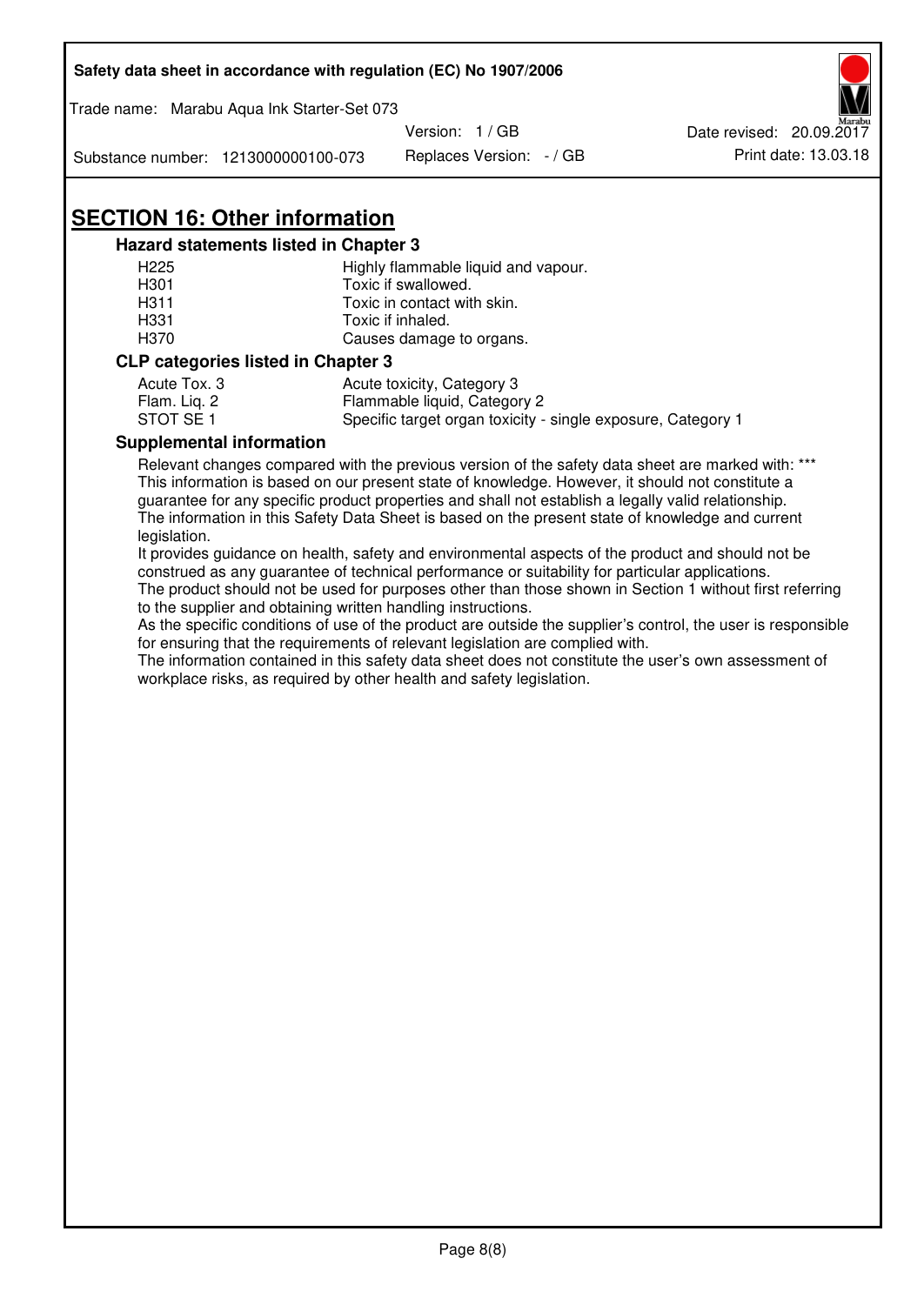## SECTION 16: Other information

### Hazard statements listed in Chapter 3

| | |
|---|---|
| H225 | Highly flammable liquid and vapour. |
| H301 | Toxic if swallowed. |
| H311 | Toxic in contact with skin. |
| H331 | Toxic if inhaled. |
| H370 | Causes damage to organs. |

### CLP categories listed in Chapter 3

| | |
|---|---|
| Acute Tox. 3 | Acute toxicity, Category 3 |
| Flam. Liq. 2 | Flammable liquid, Category 2 |
| STOT SE 1 | Specific target organ toxicity - single exposure, Category 1 |

### Supplemental information

Relevant changes compared with the previous version of the safety data sheet are marked with: ***
This information is based on our present state of knowledge. However, it should not constitute a guarantee for any specific product properties and shall not establish a legally valid relationship.
The information in this Safety Data Sheet is based on the present state of knowledge and current legislation.
It provides guidance on health, safety and environmental aspects of the product and should not be construed as any guarantee of technical performance or suitability for particular applications.
The product should not be used for purposes other than those shown in Section 1 without first referring to the supplier and obtaining written handling instructions.
As the specific conditions of use of the product are outside the supplier's control, the user is responsible for ensuring that the requirements of relevant legislation are complied with.
The information contained in this safety data sheet does not constitute the user's own assessment of workplace risks, as required by other health and safety legislation.